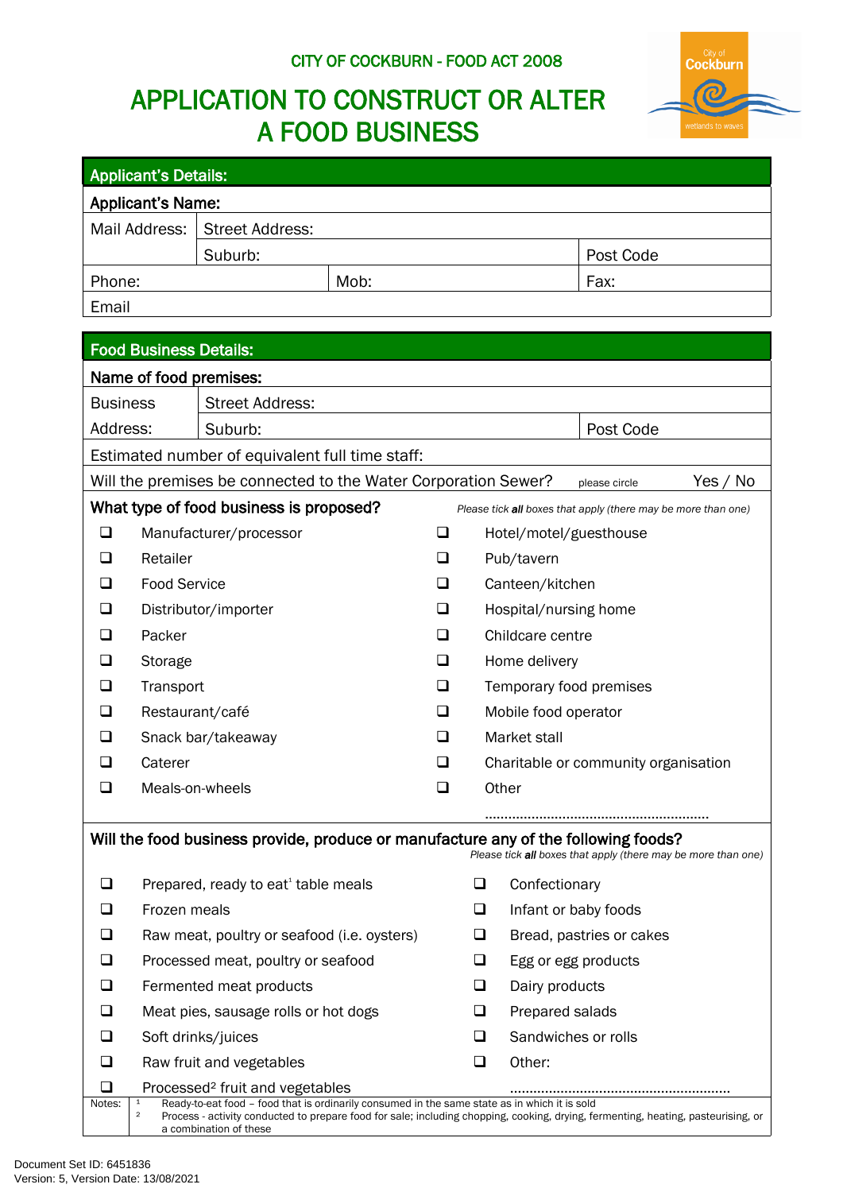CITY OF COCKBURN - FOOD ACT 2008

# APPLICATION TO CONSTRUCT OR ALTER A FOOD BUSINESS

| Applicant's Details: | | |
|---|---|---|
| **Applicant's Name:** | | |
| Mail Address: | Street Address: | |
| | Suburb: | Post Code |
| Phone: | Mob: | Fax: |
| Email | | |

| Food Business Details: | | |
|---|---|---|
| **Name of food premises:** | | |
| Business Address: | Street Address: | |
| | Suburb: | Post Code |
| Estimated number of equivalent full time staff: | | |
| Will the premises be connected to the Water Corporation Sewer? | please circle | Yes / No |

**What type of food business is proposed?** *Please tick **all** boxes that apply (there may be more than one)*

- ❑ Manufacturer/processor
- ❑ Retailer
- ❑ Food Service
- ❑ Distributor/importer
- ❑ Packer
- ❑ Storage
- ❑ Transport
- ❑ Restaurant/café
- ❑ Snack bar/takeaway
- ❑ Caterer
- ❑ Meals-on-wheels
- ❑ Hotel/motel/guesthouse
- ❑ Pub/tavern
- ❑ Canteen/kitchen
- ❑ Hospital/nursing home
- ❑ Childcare centre
- ❑ Home delivery
- ❑ Temporary food premises
- ❑ Mobile food operator
- ❑ Market stall
- ❑ Charitable or community organisation
- ❑ Other ........................................................

**Will the food business provide, produce or manufacture any of the following foods?** *Please tick **all** boxes that apply (there may be more than one)*

- ❑ Prepared, ready to eat[1] table meals
- ❑ Frozen meals
- ❑ Raw meat, poultry or seafood (i.e. oysters)
- ❑ Processed meat, poultry or seafood
- ❑ Fermented meat products
- ❑ Meat pies, sausage rolls or hot dogs
- ❑ Soft drinks/juices
- ❑ Raw fruit and vegetables
- ❑ Processed[2] fruit and vegetables
- ❑ Confectionary
- ❑ Infant or baby foods
- ❑ Bread, pastries or cakes
- ❑ Egg or egg products
- ❑ Dairy products
- ❑ Prepared salads
- ❑ Sandwiches or rolls
- ❑ Other: ........................................................

Notes:
1. Ready-to-eat food – food that is ordinarily consumed in the same state as in which it is sold
2. Process - activity conducted to prepare food for sale; including chopping, cooking, drying, fermenting, heating, pasteurising, or a combination of these

Document Set ID: 6451836
Version: 5, Version Date: 13/08/2021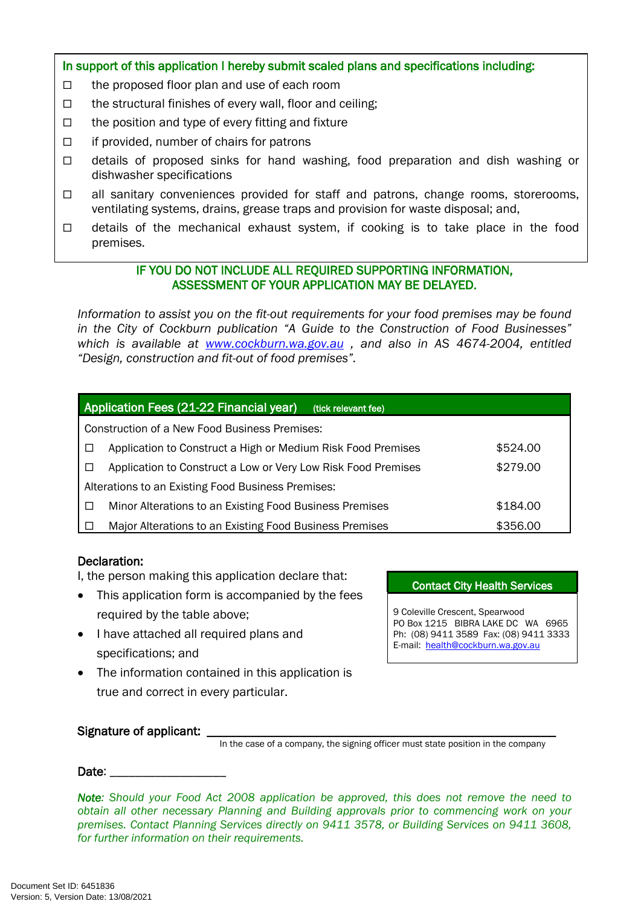**In support of this application I hereby submit scaled plans and specifications including:**

- ☐ the proposed floor plan and use of each room
- ☐ the structural finishes of every wall, floor and ceiling;
- ☐ the position and type of every fitting and fixture
- ☐ if provided, number of chairs for patrons
- ☐ details of proposed sinks for hand washing, food preparation and dish washing or dishwasher specifications
- ☐ all sanitary conveniences provided for staff and patrons, change rooms, storerooms, ventilating systems, drains, grease traps and provision for waste disposal; and,
- ☐ details of the mechanical exhaust system, if cooking is to take place in the food premises.

**IF YOU DO NOT INCLUDE ALL REQUIRED SUPPORTING INFORMATION, ASSESSMENT OF YOUR APPLICATION MAY BE DELAYED.**

*Information to assist you on the fit-out requirements for your food premises may be found in the City of Cockburn publication "A Guide to the Construction of Food Businesses" which is available at www.cockburn.wa.gov.au , and also in AS 4674-2004, entitled "Design, construction and fit-out of food premises".*

| **Application Fees (21-22 Financial year)** (tick relevant fee) | |
|---|---|
| Construction of a New Food Business Premises: | |
| ☐ Application to Construct a High or Medium Risk Food Premises | $524.00 |
| ☐ Application to Construct a Low or Very Low Risk Food Premises | $279.00 |
| Alterations to an Existing Food Business Premises: | |
| ☐ Minor Alterations to an Existing Food Business Premises | $184.00 |
| ☐ Major Alterations to an Existing Food Business Premises | $356.00 |

**Declaration:**

I, the person making this application declare that:

- This application form is accompanied by the fees required by the table above;
- I have attached all required plans and specifications; and
- The information contained in this application is true and correct in every particular.

**Contact City Health Services**

9 Coleville Crescent, Spearwood
PO Box 1215 BIBRA LAKE DC WA 6965
Ph: (08) 9411 3589 Fax: (08) 9411 3333
E-mail: health@cockburn.wa.gov.au

**Signature of applicant:** ______________________________________________

In the case of a company, the signing officer must state position in the company

**Date:** ____________________

*Note: Should your Food Act 2008 application be approved, this does not remove the need to obtain all other necessary Planning and Building approvals prior to commencing work on your premises. Contact Planning Services directly on 9411 3578, or Building Services on 9411 3608, for further information on their requirements.*

Document Set ID: 6451836
Version: 5, Version Date: 13/08/2021